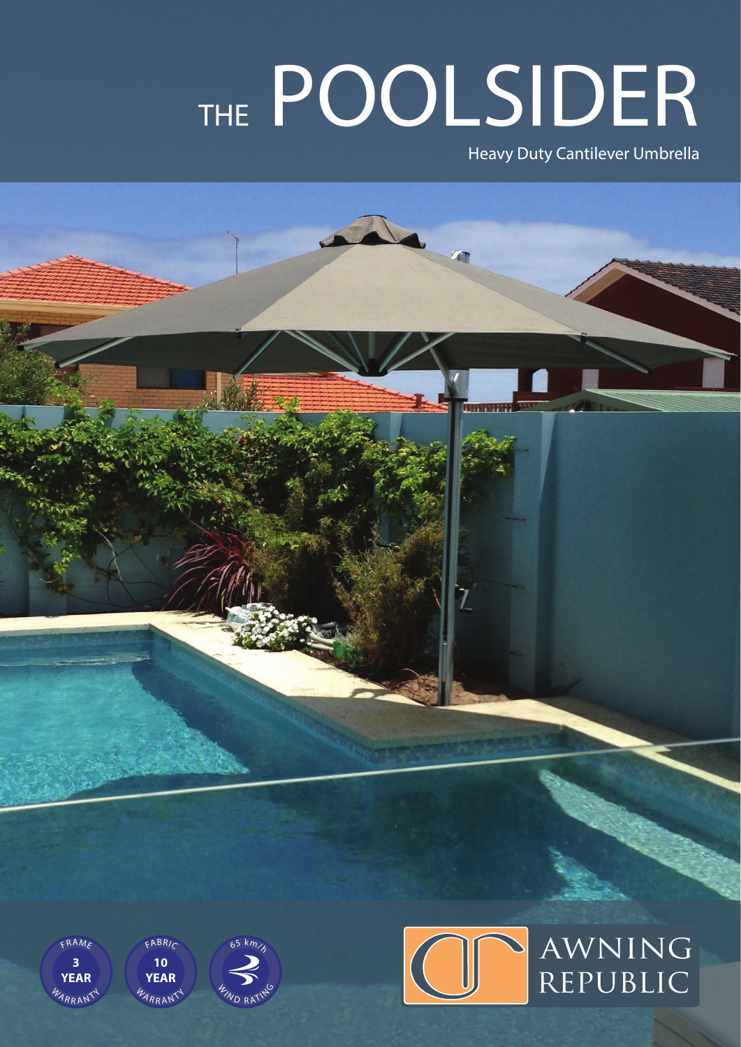# THE POOLSIDER

Heavy Duty Cantilever Umbrella

FRAME 3 YEAR WARRANTY

FABRIC 10 YEAR WARRANTY

65 km/h WIND RATING

AWNING REPUBLIC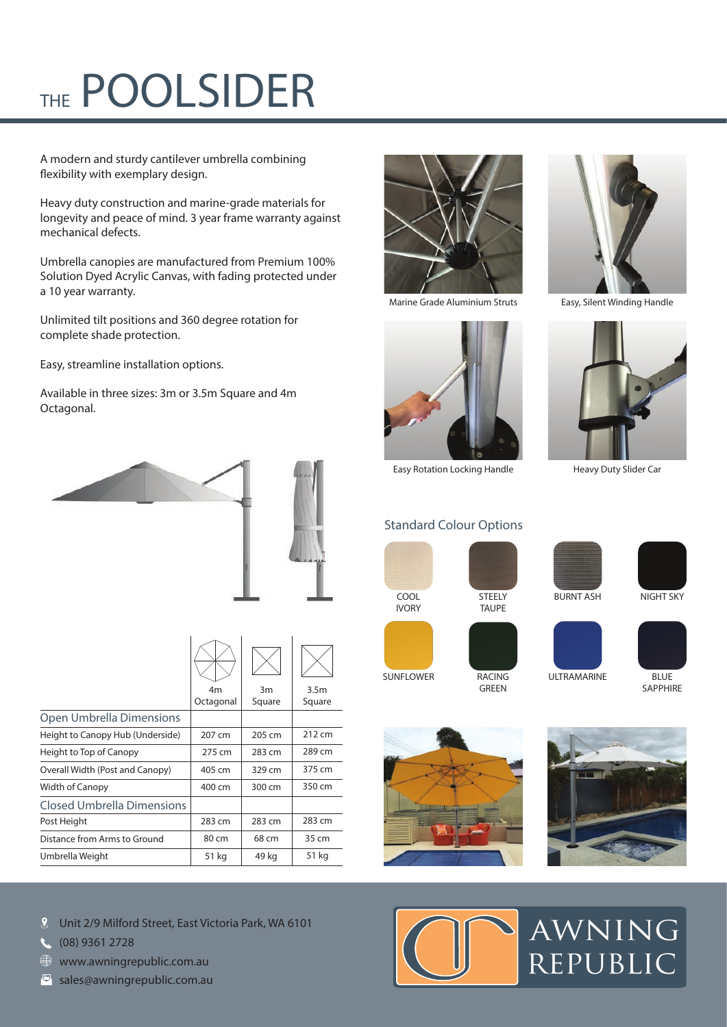# THE POOLSIDER

A modern and sturdy cantilever umbrella combining flexibility with exemplary design.

Heavy duty construction and marine-grade materials for longevity and peace of mind. 3 year frame warranty against mechanical defects.

Umbrella canopies are manufactured from Premium 100% Solution Dyed Acrylic Canvas, with fading protected under a 10 year warranty.

Unlimited tilt positions and 360 degree rotation for complete shade protection.

Easy, streamline installation options.

Available in three sizes: 3m or 3.5m Square and 4m Octagonal.

Marine Grade Aluminium Struts

Easy, Silent Winding Handle

Easy Rotation Locking Handle

Heavy Duty Slider Car

| | 4m Octagonal | 3m Square | 3.5m Square |
|---|---|---|---|
| **Open Umbrella Dimensions** | | | |
| Height to Canopy Hub (Underside) | 207 cm | 205 cm | 212 cm |
| Height to Top of Canopy | 275 cm | 283 cm | 289 cm |
| Overall Width (Post and Canopy) | 405 cm | 329 cm | 375 cm |
| Width of Canopy | 400 cm | 300 cm | 350 cm |
| **Closed Umbrella Dimensions** | | | |
| Post Height | 283 cm | 283 cm | 283 cm |
| Distance from Arms to Ground | 80 cm | 68 cm | 35 cm |
| Umbrella Weight | 51 kg | 49 kg | 51 kg |

## Standard Colour Options

COOL IVORY

STEELY TAUPE

BURNT ASH

NIGHT SKY

SUNFLOWER

RACING GREEN

ULTRAMARINE

BLUE SAPPHIRE

- Unit 2/9 Milford Street, East Victoria Park, WA 6101
- (08) 9361 2728
- www.awningrepublic.com.au
- sales@awningrepublic.com.au

AWNING REPUBLIC